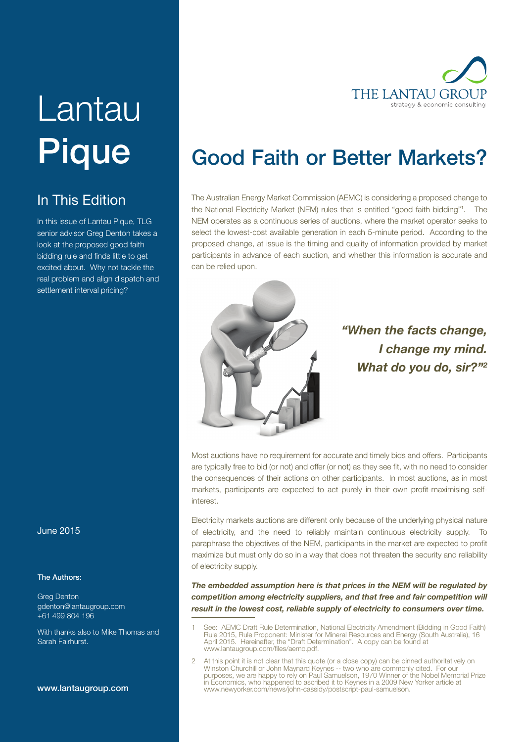# Lantau Pique

## In This Edition

In this issue of Lantau Pique, TLG senior advisor Greg Denton takes a look at the proposed good faith bidding rule and finds little to get excited about. Why not tackle the real problem and align dispatch and settlement interval pricing?

June 2015

**The Authors:**

Greg Denton
gdenton@lantaugroup.com
+61 499 804 196

With thanks also to Mike Thomas and Sarah Fairhurst.

www.lantaugroup.com

THE LANTAU GROUP
strategy & economic consulting

# Good Faith or Better Markets?

The Australian Energy Market Commission (AEMC) is considering a proposed change to the National Electricity Market (NEM) rules that is entitled "good faith bidding"[1]. The NEM operates as a continuous series of auctions, where the market operator seeks to select the lowest-cost available generation in each 5-minute period. According to the proposed change, at issue is the timing and quality of information provided by market participants in advance of each auction, and whether this information is accurate and can be relied upon.

***"When the facts change, I change my mind. What do you do, sir?"[2]***

Most auctions have no requirement for accurate and timely bids and offers. Participants are typically free to bid (or not) and offer (or not) as they see fit, with no need to consider the consequences of their actions on other participants. In most auctions, as in most markets, participants are expected to act purely in their own profit-maximising self-interest.

Electricity markets auctions are different only because of the underlying physical nature of electricity, and the need to reliably maintain continuous electricity supply. To paraphrase the objectives of the NEM, participants in the market are expected to profit maximize but must only do so in a way that does not threaten the security and reliability of electricity supply.

***The embedded assumption here is that prices in the NEM will be regulated by competition among electricity suppliers, and that free and fair competition will result in the lowest cost, reliable supply of electricity to consumers over time.***

---

1 See: AEMC Draft Rule Determination, National Electricity Amendment (Bidding in Good Faith) Rule 2015, Rule Proponent: Minister for Mineral Resources and Energy (South Australia), 16 April 2015. Hereinafter, the "Draft Determination". A copy can be found at www.lantaugroup.com/files/aemc.pdf.

2 At this point it is not clear that this quote (or a close copy) can be pinned authoritatively on Winston Churchill or John Maynard Keynes -- two who are commonly cited. For our purposes, we are happy to rely on Paul Samuelson, 1970 Winner of the Nobel Memorial Prize in Economics, who happened to ascribed it to Keynes in a 2009 New Yorker article at www.newyorker.com/news/john-cassidy/postscript-paul-samuelson.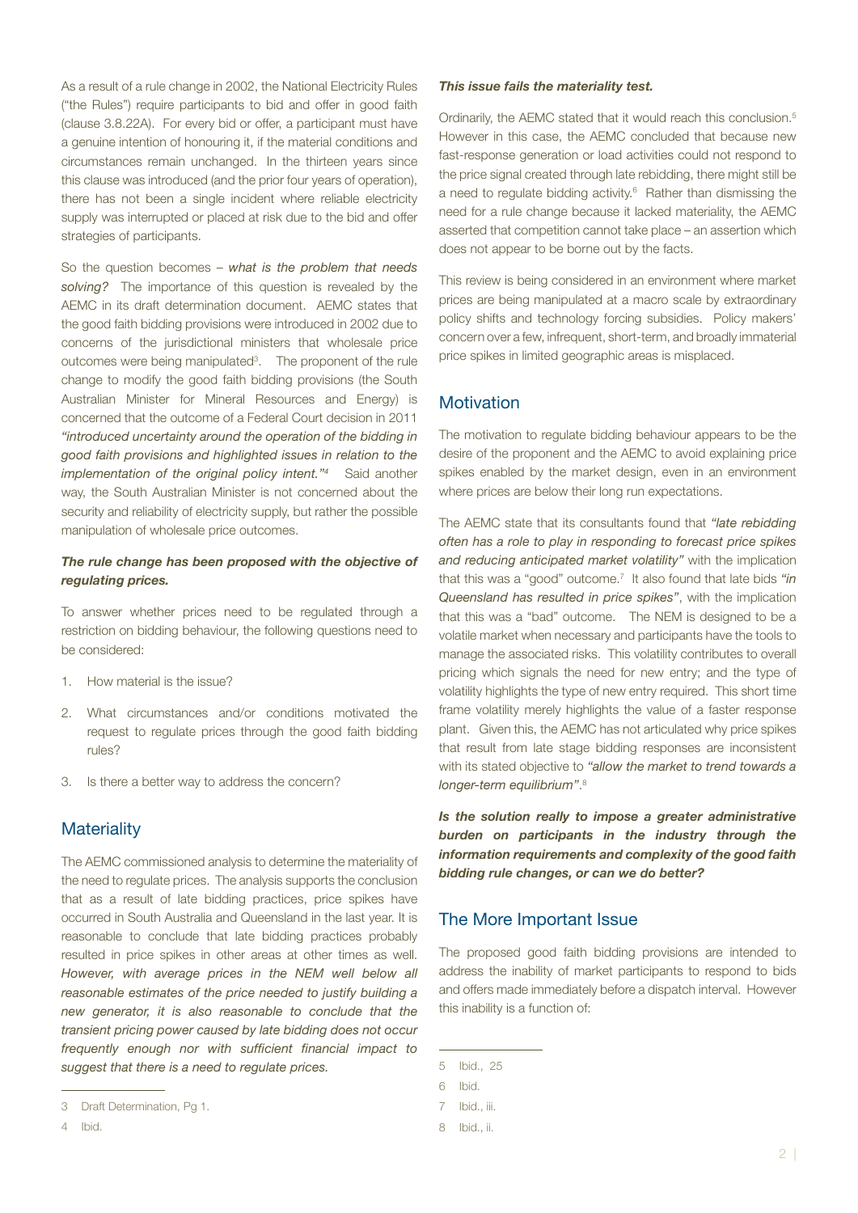As a result of a rule change in 2002, the National Electricity Rules ("the Rules") require participants to bid and offer in good faith (clause 3.8.22A). For every bid or offer, a participant must have a genuine intention of honouring it, if the material conditions and circumstances remain unchanged. In the thirteen years since this clause was introduced (and the prior four years of operation), there has not been a single incident where reliable electricity supply was interrupted or placed at risk due to the bid and offer strategies of participants.

So the question becomes – *what is the problem that needs solving?* The importance of this question is revealed by the AEMC in its draft determination document. AEMC states that the good faith bidding provisions were introduced in 2002 due to concerns of the jurisdictional ministers that wholesale price outcomes were being manipulated[3]. The proponent of the rule change to modify the good faith bidding provisions (the South Australian Minister for Mineral Resources and Energy) is concerned that the outcome of a Federal Court decision in 2011 *"introduced uncertainty around the operation of the bidding in good faith provisions and highlighted issues in relation to the implementation of the original policy intent."*[4] Said another way, the South Australian Minister is not concerned about the security and reliability of electricity supply, but rather the possible manipulation of wholesale price outcomes.

***The rule change has been proposed with the objective of regulating prices.***

To answer whether prices need to be regulated through a restriction on bidding behaviour, the following questions need to be considered:

1. How material is the issue?
2. What circumstances and/or conditions motivated the request to regulate prices through the good faith bidding rules?
3. Is there a better way to address the concern?

## Materiality

The AEMC commissioned analysis to determine the materiality of the need to regulate prices. The analysis supports the conclusion that as a result of late bidding practices, price spikes have occurred in South Australia and Queensland in the last year. It is reasonable to conclude that late bidding practices probably resulted in price spikes in other areas at other times as well. *However, with average prices in the NEM well below all reasonable estimates of the price needed to justify building a new generator, it is also reasonable to conclude that the transient pricing power caused by late bidding does not occur frequently enough nor with sufficient financial impact to suggest that there is a need to regulate prices.*

***This issue fails the materiality test.***

Ordinarily, the AEMC stated that it would reach this conclusion.[5] However in this case, the AEMC concluded that because new fast-response generation or load activities could not respond to the price signal created through late rebidding, there might still be a need to regulate bidding activity.[6] Rather than dismissing the need for a rule change because it lacked materiality, the AEMC asserted that competition cannot take place – an assertion which does not appear to be borne out by the facts.

This review is being considered in an environment where market prices are being manipulated at a macro scale by extraordinary policy shifts and technology forcing subsidies. Policy makers' concern over a few, infrequent, short-term, and broadly immaterial price spikes in limited geographic areas is misplaced.

## Motivation

The motivation to regulate bidding behaviour appears to be the desire of the proponent and the AEMC to avoid explaining price spikes enabled by the market design, even in an environment where prices are below their long run expectations.

The AEMC state that its consultants found that *"late rebidding often has a role to play in responding to forecast price spikes and reducing anticipated market volatility"* with the implication that this was a "good" outcome.[7] It also found that late bids *"in Queensland has resulted in price spikes"*, with the implication that this was a "bad" outcome. The NEM is designed to be a volatile market when necessary and participants have the tools to manage the associated risks. This volatility contributes to overall pricing which signals the need for new entry; and the type of volatility highlights the type of new entry required. This short time frame volatility merely highlights the value of a faster response plant. Given this, the AEMC has not articulated why price spikes that result from late stage bidding responses are inconsistent with its stated objective to *"allow the market to trend towards a longer-term equilibrium"*.[8]

***Is the solution really to impose a greater administrative burden on participants in the industry through the information requirements and complexity of the good faith bidding rule changes, or can we do better?***

## The More Important Issue

The proposed good faith bidding provisions are intended to address the inability of market participants to respond to bids and offers made immediately before a dispatch interval. However this inability is a function of:

---

3 Draft Determination, Pg 1.

4 Ibid.

5 Ibid., 25

6 Ibid.

7 Ibid., iii.

8 Ibid., ii.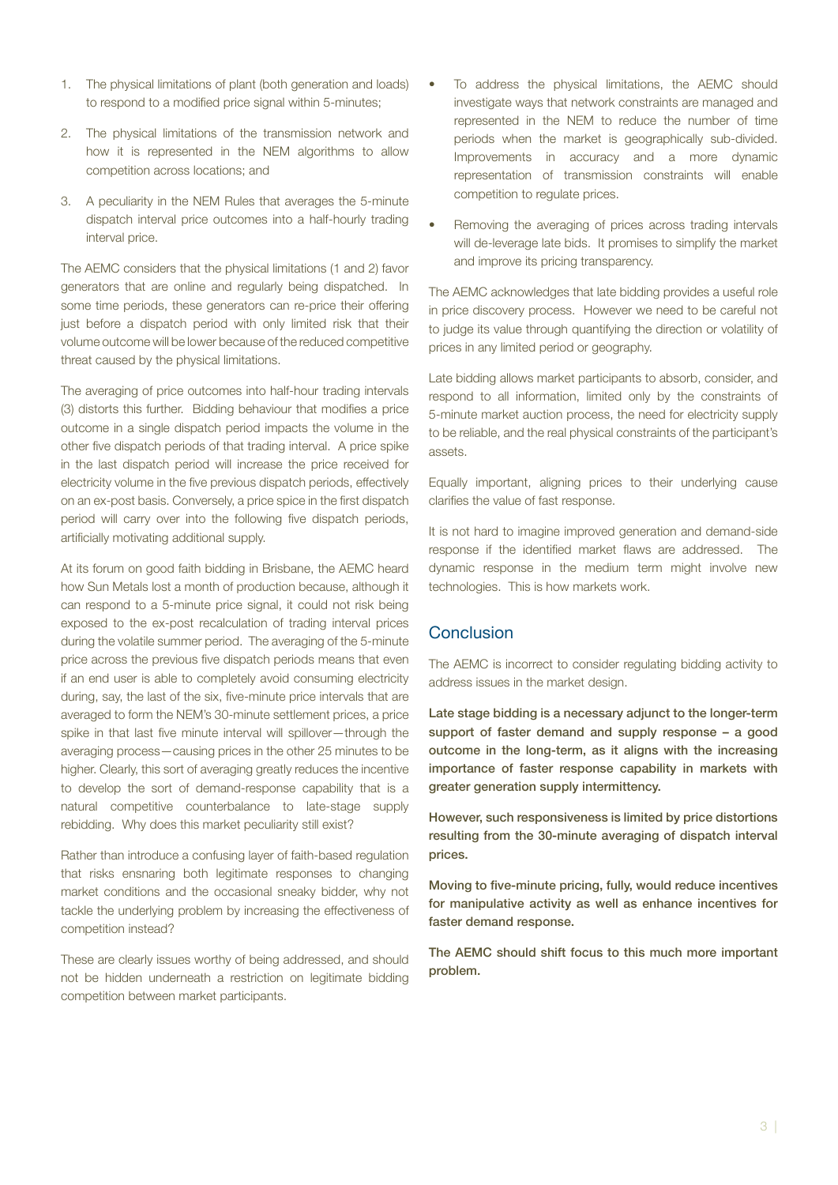1. The physical limitations of plant (both generation and loads) to respond to a modified price signal within 5-minutes;
2. The physical limitations of the transmission network and how it is represented in the NEM algorithms to allow competition across locations; and
3. A peculiarity in the NEM Rules that averages the 5-minute dispatch interval price outcomes into a half-hourly trading interval price.

The AEMC considers that the physical limitations (1 and 2) favor generators that are online and regularly being dispatched. In some time periods, these generators can re-price their offering just before a dispatch period with only limited risk that their volume outcome will be lower because of the reduced competitive threat caused by the physical limitations.

The averaging of price outcomes into half-hour trading intervals (3) distorts this further. Bidding behaviour that modifies a price outcome in a single dispatch period impacts the volume in the other five dispatch periods of that trading interval. A price spike in the last dispatch period will increase the price received for electricity volume in the five previous dispatch periods, effectively on an ex-post basis. Conversely, a price spice in the first dispatch period will carry over into the following five dispatch periods, artificially motivating additional supply.

At its forum on good faith bidding in Brisbane, the AEMC heard how Sun Metals lost a month of production because, although it can respond to a 5-minute price signal, it could not risk being exposed to the ex-post recalculation of trading interval prices during the volatile summer period. The averaging of the 5-minute price across the previous five dispatch periods means that even if an end user is able to completely avoid consuming electricity during, say, the last of the six, five-minute price intervals that are averaged to form the NEM's 30-minute settlement prices, a price spike in that last five minute interval will spillover—through the averaging process—causing prices in the other 25 minutes to be higher. Clearly, this sort of averaging greatly reduces the incentive to develop the sort of demand-response capability that is a natural competitive counterbalance to late-stage supply rebidding. Why does this market peculiarity still exist?

Rather than introduce a confusing layer of faith-based regulation that risks ensnaring both legitimate responses to changing market conditions and the occasional sneaky bidder, why not tackle the underlying problem by increasing the effectiveness of competition instead?

These are clearly issues worthy of being addressed, and should not be hidden underneath a restriction on legitimate bidding competition between market participants.

- To address the physical limitations, the AEMC should investigate ways that network constraints are managed and represented in the NEM to reduce the number of time periods when the market is geographically sub-divided. Improvements in accuracy and a more dynamic representation of transmission constraints will enable competition to regulate prices.
- Removing the averaging of prices across trading intervals will de-leverage late bids. It promises to simplify the market and improve its pricing transparency.

The AEMC acknowledges that late bidding provides a useful role in price discovery process. However we need to be careful not to judge its value through quantifying the direction or volatility of prices in any limited period or geography.

Late bidding allows market participants to absorb, consider, and respond to all information, limited only by the constraints of 5-minute market auction process, the need for electricity supply to be reliable, and the real physical constraints of the participant's assets.

Equally important, aligning prices to their underlying cause clarifies the value of fast response.

It is not hard to imagine improved generation and demand-side response if the identified market flaws are addressed. The dynamic response in the medium term might involve new technologies. This is how markets work.

## Conclusion

The AEMC is incorrect to consider regulating bidding activity to address issues in the market design.

**Late stage bidding is a necessary adjunct to the longer-term support of faster demand and supply response – a good outcome in the long-term, as it aligns with the increasing importance of faster response capability in markets with greater generation supply intermittency.**

**However, such responsiveness is limited by price distortions resulting from the 30-minute averaging of dispatch interval prices.**

**Moving to five-minute pricing, fully, would reduce incentives for manipulative activity as well as enhance incentives for faster demand response.**

**The AEMC should shift focus to this much more important problem.**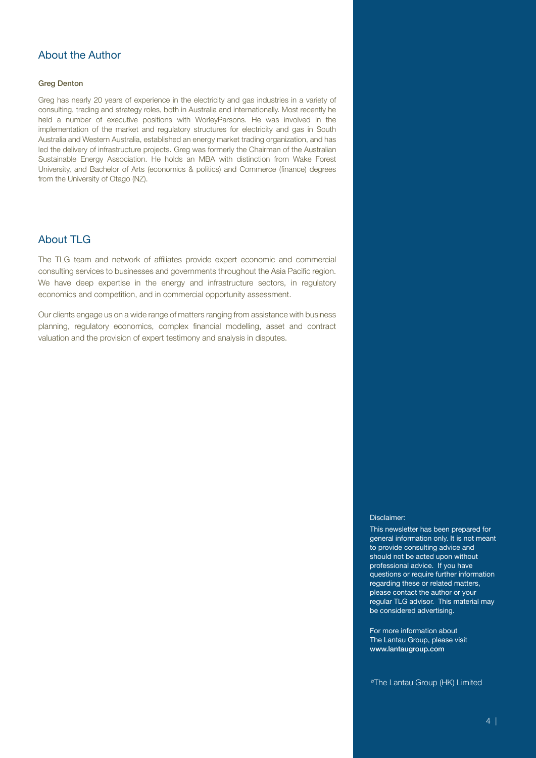## About the Author

**Greg Denton**

Greg has nearly 20 years of experience in the electricity and gas industries in a variety of consulting, trading and strategy roles, both in Australia and internationally. Most recently he held a number of executive positions with WorleyParsons. He was involved in the implementation of the market and regulatory structures for electricity and gas in South Australia and Western Australia, established an energy market trading organization, and has led the delivery of infrastructure projects. Greg was formerly the Chairman of the Australian Sustainable Energy Association. He holds an MBA with distinction from Wake Forest University, and Bachelor of Arts (economics & politics) and Commerce (finance) degrees from the University of Otago (NZ).

## About TLG

The TLG team and network of affiliates provide expert economic and commercial consulting services to businesses and governments throughout the Asia Pacific region. We have deep expertise in the energy and infrastructure sectors, in regulatory economics and competition, and in commercial opportunity assessment.

Our clients engage us on a wide range of matters ranging from assistance with business planning, regulatory economics, complex financial modelling, asset and contract valuation and the provision of expert testimony and analysis in disputes.

Disclaimer:

This newsletter has been prepared for general information only. It is not meant to provide consulting advice and should not be acted upon without professional advice. If you have questions or require further information regarding these or related matters, please contact the author or your regular TLG advisor. This material may be considered advertising.

For more information about The Lantau Group, please visit **www.lantaugroup.com**

©The Lantau Group (HK) Limited